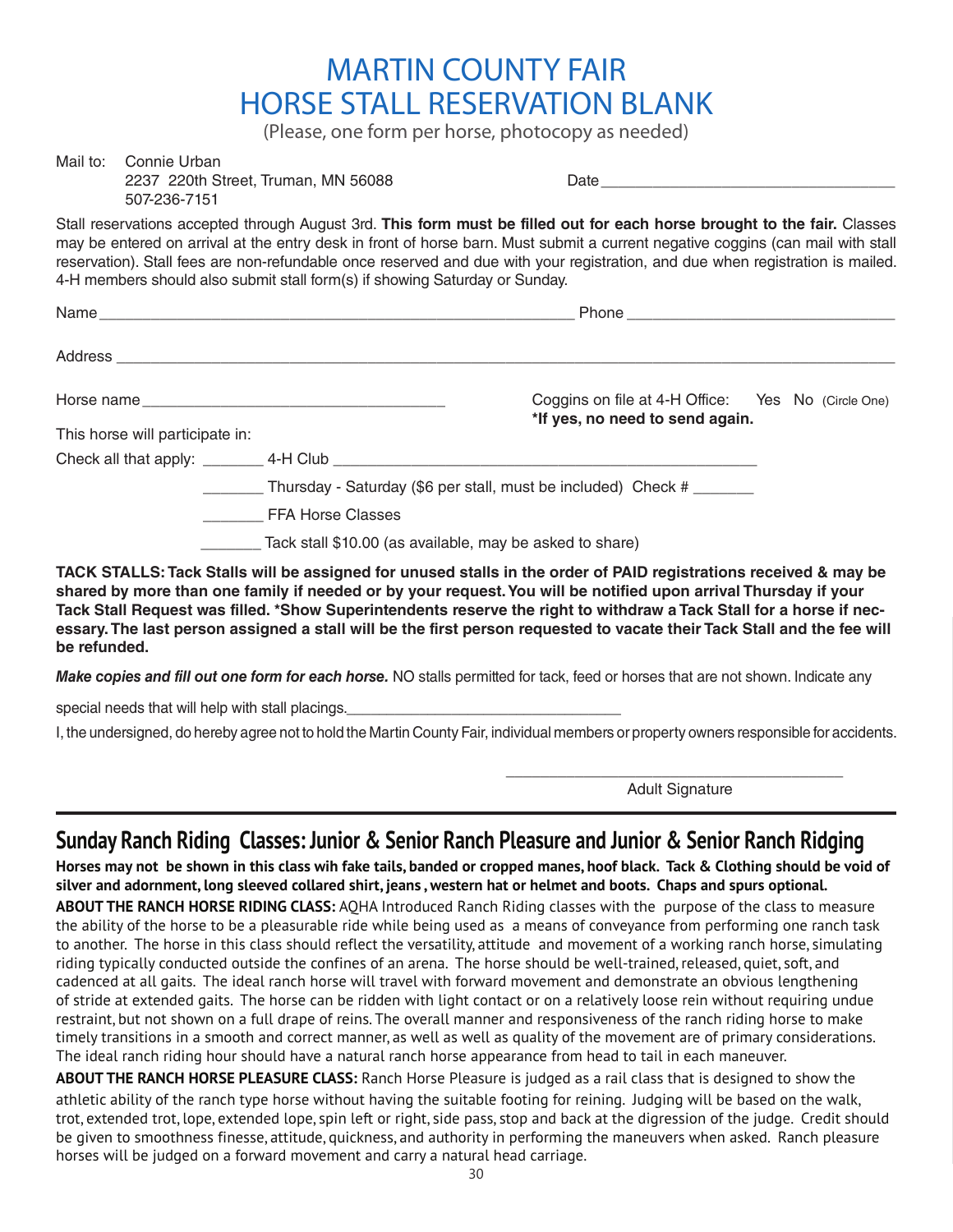# MARTIN COUNTY FAIR
# HORSE STALL RESERVATION BLANK

(Please, one form per horse, photocopy as needed)

Mail to: Connie Urban
2237 220th Street, Truman, MN 56088
507-236-7151

Date ___________________________________

Stall reservations accepted through August 3rd. **This form must be filled out for each horse brought to the fair.** Classes may be entered on arrival at the entry desk in front of horse barn. Must submit a current negative coggins (can mail with stall reservation). Stall fees are non-refundable once reserved and due with your registration, and due when registration is mailed. 4-H members should also submit stall form(s) if showing Saturday or Sunday.

Name ___________________________________________________ Phone _____________________________

Address _______________________________________________________________________________

Horse name _________________________________ Coggins on file at 4-H Office: Yes No (Circle One)
**\*If yes, no need to send again.**

This horse will participate in:

Check all that apply: _______ 4-H Club _____________________________________________

_______ Thursday - Saturday ($6 per stall, must be included) Check # _______

_______ FFA Horse Classes

_______ Tack stall $10.00 (as available, may be asked to share)

**TACK STALLS: Tack Stalls will be assigned for unused stalls in the order of PAID registrations received & may be shared by more than one family if needed or by your request. You will be notified upon arrival Thursday if your Tack Stall Request was filled. \*Show Superintendents reserve the right to withdraw a Tack Stall for a horse if necessary. The last person assigned a stall will be the first person requested to vacate their Tack Stall and the fee will be refunded.**

***Make copies and fill out one form for each horse.*** NO stalls permitted for tack, feed or horses that are not shown. Indicate any special needs that will help with stall placings._________________________________

I, the undersigned, do hereby agree not to hold the Martin County Fair, individual members or property owners responsible for accidents.

_________________________________________
Adult Signature

## Sunday Ranch Riding Classes: Junior & Senior Ranch Pleasure and Junior & Senior Ranch Ridging

**Horses may not be shown in this class wih fake tails, banded or cropped manes, hoof black. Tack & Clothing should be void of silver and adornment, long sleeved collared shirt, jeans , western hat or helmet and boots. Chaps and spurs optional.**

**ABOUT THE RANCH HORSE RIDING CLASS:** AQHA Introduced Ranch Riding classes with the purpose of the class to measure the ability of the horse to be a pleasurable ride while being used as a means of conveyance from performing one ranch task to another. The horse in this class should reflect the versatility, attitude and movement of a working ranch horse, simulating riding typically conducted outside the confines of an arena. The horse should be well-trained, released, quiet, soft, and cadenced at all gaits. The ideal ranch horse will travel with forward movement and demonstrate an obvious lengthening of stride at extended gaits. The horse can be ridden with light contact or on a relatively loose rein without requiring undue restraint, but not shown on a full drape of reins. The overall manner and responsiveness of the ranch riding horse to make timely transitions in a smooth and correct manner, as well as well as quality of the movement are of primary considerations. The ideal ranch riding hour should have a natural ranch horse appearance from head to tail in each maneuver.

**ABOUT THE RANCH HORSE PLEASURE CLASS:** Ranch Horse Pleasure is judged as a rail class that is designed to show the athletic ability of the ranch type horse without having the suitable footing for reining. Judging will be based on the walk, trot, extended trot, lope, extended lope, spin left or right, side pass, stop and back at the digression of the judge. Credit should be given to smoothness finesse, attitude, quickness, and authority in performing the maneuvers when asked. Ranch pleasure horses will be judged on a forward movement and carry a natural head carriage.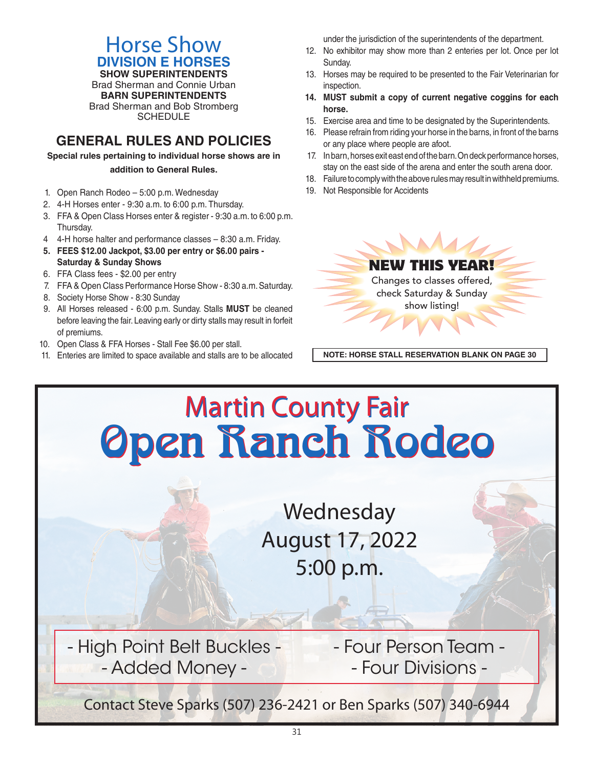# Horse Show

## DIVISION E HORSES

**SHOW SUPERINTENDENTS**
Brad Sherman and Connie Urban
**BARN SUPERINTENDENTS**
Brad Sherman and Bob Stromberg
SCHEDULE

## GENERAL RULES AND POLICIES

**Special rules pertaining to individual horse shows are in addition to General Rules.**

1. Open Ranch Rodeo – 5:00 p.m. Wednesday
2. 4-H Horses enter - 9:30 a.m. to 6:00 p.m. Thursday.
3. FFA & Open Class Horses enter & register - 9:30 a.m. to 6:00 p.m. Thursday.
4. 4-H horse halter and performance classes – 8:30 a.m. Friday.
5. **FEES $12.00 Jackpot, $3.00 per entry or $6.00 pairs - Saturday & Sunday Shows**
6. FFA Class fees - $2.00 per entry
7. FFA & Open Class Performance Horse Show - 8:30 a.m. Saturday.
8. Society Horse Show - 8:30 Sunday
9. All Horses released - 6:00 p.m. Sunday. Stalls **MUST** be cleaned before leaving the fair. Leaving early or dirty stalls may result in forfeit of premiums.
10. Open Class & FFA Horses - Stall Fee $6.00 per stall.
11. Enteries are limited to space available and stalls are to be allocated under the jurisdiction of the superintendents of the department.
12. No exhibitor may show more than 2 enteries per lot. Once per lot Sunday.
13. Horses may be required to be presented to the Fair Veterinarian for inspection.
14. **MUST submit a copy of current negative coggins for each horse.**
15. Exercise area and time to be designated by the Superintendents.
16. Please refrain from riding your horse in the barns, in front of the barns or any place where people are afoot.
17. In barn, horses exit east end of the barn. On deck performance horses, stay on the east side of the arena and enter the south arena door.
18. Failure to comply with the above rules may result in withheld premiums.
19. Not Responsible for Accidents

**NEW THIS YEAR!**
Changes to classes offered, check Saturday & Sunday show listing!

**NOTE: HORSE STALL RESERVATION BLANK ON PAGE 30**

# Martin County Fair
# Open Ranch Rodeo

Wednesday
August 17, 2022
5:00 p.m.

- High Point Belt Buckles -
- Added Money -
- Four Person Team -
- Four Divisions -

Contact Steve Sparks (507) 236-2421 or Ben Sparks (507) 340-6944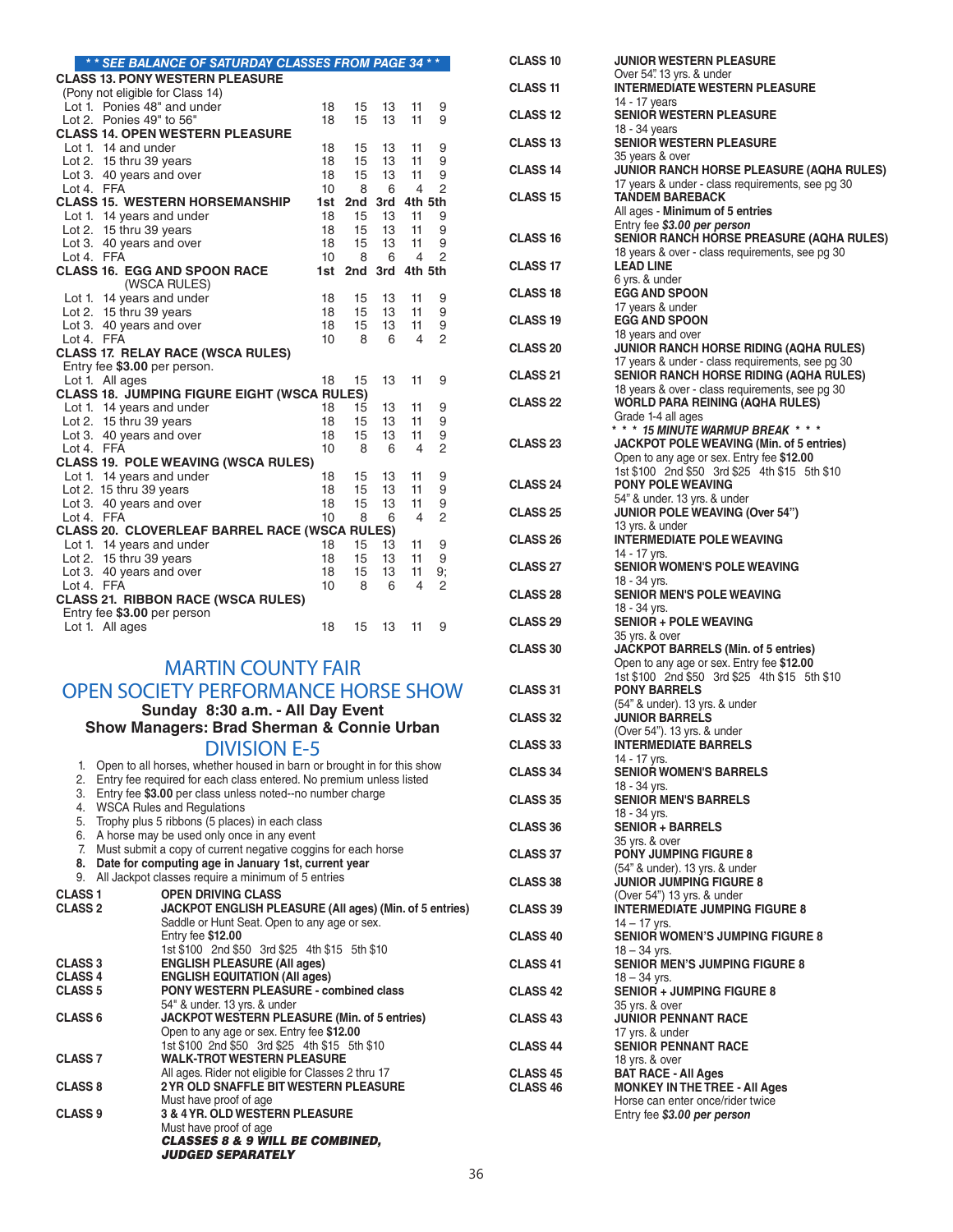***\* \* SEE BALANCE OF SATURDAY CLASSES FROM PAGE 34 \* \****

| | | | | | |
|---|---|---|---|---|---|
| **CLASS 13. PONY WESTERN PLEASURE** | | | | | |
| (Pony not eligible for Class 14) | | | | | |
| Lot 1. Ponies 48" and under | 18 | 15 | 13 | 11 | 9 |
| Lot 2. Ponies 49" to 56" | 18 | 15 | 13 | 11 | 9 |
| **CLASS 14. OPEN WESTERN PLEASURE** | | | | | |
| Lot 1. 14 and under | 18 | 15 | 13 | 11 | 9 |
| Lot 2. 15 thru 39 years | 18 | 15 | 13 | 11 | 9 |
| Lot 3. 40 years and over | 18 | 15 | 13 | 11 | 9 |
| Lot 4. FFA | 10 | 8 | 6 | 4 | 2 |
| **CLASS 15. WESTERN HORSEMANSHIP** | **1st** | **2nd** | **3rd** | **4th** | **5th** |
| Lot 1. 14 years and under | 18 | 15 | 13 | 11 | 9 |
| Lot 2. 15 thru 39 years | 18 | 15 | 13 | 11 | 9 |
| Lot 3. 40 years and over | 18 | 15 | 13 | 11 | 9 |
| Lot 4. FFA | 10 | 8 | 6 | 4 | 2 |
| **CLASS 16. EGG AND SPOON RACE** (WSCA RULES) | **1st** | **2nd** | **3rd** | **4th** | **5th** |
| Lot 1. 14 years and under | 18 | 15 | 13 | 11 | 9 |
| Lot 2. 15 thru 39 years | 18 | 15 | 13 | 11 | 9 |
| Lot 3. 40 years and over | 18 | 15 | 13 | 11 | 9 |
| Lot 4. FFA | 10 | 8 | 6 | 4 | 2 |
| **CLASS 17. RELAY RACE (WSCA RULES)** | | | | | |
| Entry fee **$3.00** per person. | | | | | |
| Lot 1. All ages | 18 | 15 | 13 | 11 | 9 |
| **CLASS 18. JUMPING FIGURE EIGHT (WSCA RULES)** | | | | | |
| Lot 1. 14 years and under | 18 | 15 | 13 | 11 | 9 |
| Lot 2. 15 thru 39 years | 18 | 15 | 13 | 11 | 9 |
| Lot 3. 40 years and over | 18 | 15 | 13 | 11 | 9 |
| Lot 4. FFA | 10 | 8 | 6 | 4 | 2 |
| **CLASS 19. POLE WEAVING (WSCA RULES)** | | | | | |
| Lot 1. 14 years and under | 18 | 15 | 13 | 11 | 9 |
| Lot 2. 15 thru 39 years | 18 | 15 | 13 | 11 | 9 |
| Lot 3. 40 years and over | 18 | 15 | 13 | 11 | 9 |
| Lot 4. FFA | 10 | 8 | 6 | 4 | 2 |
| **CLASS 20. CLOVERLEAF BARREL RACE (WSCA RULES)** | | | | | |
| Lot 1. 14 years and under | 18 | 15 | 13 | 11 | 9 |
| Lot 2. 15 thru 39 years | 18 | 15 | 13 | 11 | 9 |
| Lot 3. 40 years and over | 18 | 15 | 13 | 11 | 9; |
| Lot 4. FFA | 10 | 8 | 6 | 4 | 2 |
| **CLASS 21. RIBBON RACE (WSCA RULES)** | | | | | |
| Entry fee **$3.00** per person | | | | | |
| Lot 1. All ages | 18 | 15 | 13 | 11 | 9 |

# MARTIN COUNTY FAIR
# OPEN SOCIETY PERFORMANCE HORSE SHOW

**Sunday 8:30 a.m. - All Day Event**
**Show Managers: Brad Sherman & Connie Urban**

## DIVISION E-5

1. Open to all horses, whether housed in barn or brought in for this show
2. Entry fee required for each class entered. No premium unless listed
3. Entry fee **$3.00** per class unless noted--no number charge
4. WSCA Rules and Regulations
5. Trophy plus 5 ribbons (5 places) in each class
6. A horse may be used only once in any event
7. Must submit a copy of current negative coggins for each horse
8. **Date for computing age in January 1st, current year**
9. All Jackpot classes require a minimum of 5 entries

| | |
|---|---|
| **CLASS 1** | **OPEN DRIVING CLASS** |
| **CLASS 2** | **JACKPOT ENGLISH PLEASURE (All ages) (Min. of 5 entries)** Saddle or Hunt Seat. Open to any age or sex. Entry fee **$12.00** 1st $100 2nd $50 3rd $25 4th $15 5th $10 |
| **CLASS 3** | **ENGLISH PLEASURE (All ages)** |
| **CLASS 4** | **ENGLISH EQUITATION (All ages)** |
| **CLASS 5** | **PONY WESTERN PLEASURE - combined class** 54" & under. 13 yrs. & under |
| **CLASS 6** | **JACKPOT WESTERN PLEASURE (Min. of 5 entries)** Open to any age or sex. Entry fee **$12.00** 1st $100 2nd $50 3rd $25 4th $15 5th $10 |
| **CLASS 7** | **WALK-TROT WESTERN PLEASURE** All ages. Rider not eligible for Classes 2 thru 17 |
| **CLASS 8** | **2 YR OLD SNAFFLE BIT WESTERN PLEASURE** Must have proof of age |
| **CLASS 9** | **3 & 4 YR. OLD WESTERN PLEASURE** Must have proof of age ***CLASSES 8 & 9 WILL BE COMBINED, JUDGED SEPARATELY*** |
| **CLASS 10** | **JUNIOR WESTERN PLEASURE** Over 54". 13 yrs. & under |
| **CLASS 11** | **INTERMEDIATE WESTERN PLEASURE** 14 - 17 years |
| **CLASS 12** | **SENIOR WESTERN PLEASURE** 18 - 34 years |
| **CLASS 13** | **SENIOR WESTERN PLEASURE** 35 years & over |
| **CLASS 14** | **JUNIOR RANCH HORSE PLEASURE (AQHA RULES)** 17 years & under - class requirements, see pg 30 |
| **CLASS 15** | **TANDEM BAREBACK** All ages - **Minimum of 5 entries** Entry fee ***$3.00 per person*** |
| **CLASS 16** | **SENIOR RANCH HORSE PREASURE (AQHA RULES)** 18 years & over - class requirements, see pg 30 |
| **CLASS 17** | **LEAD LINE** 6 yrs. & under |
| **CLASS 18** | **EGG AND SPOON** 17 years & under |
| **CLASS 19** | **EGG AND SPOON** 18 years and over |
| **CLASS 20** | **JUNIOR RANCH HORSE RIDING (AQHA RULES)** 17 years & under - class requirements, see pg 30 |
| **CLASS 21** | **SENIOR RANCH HORSE RIDING (AQHA RULES)** 18 years & over - class requirements, see pg 30 |
| **CLASS 22** | **WORLD PARA REINING (AQHA RULES)** Grade 1-4 all ages ***\* \* \* 15 MINUTE WARMUP BREAK \* \* \**** |
| **CLASS 23** | **JACKPOT POLE WEAVING (Min. of 5 entries)** Open to any age or sex. Entry fee **$12.00** 1st $100 2nd $50 3rd $25 4th $15 5th $10 |
| **CLASS 24** | **PONY POLE WEAVING** 54" & under. 13 yrs. & under |
| **CLASS 25** | **JUNIOR POLE WEAVING (Over 54")** 13 yrs. & under |
| **CLASS 26** | **INTERMEDIATE POLE WEAVING** 14 - 17 yrs. |
| **CLASS 27** | **SENIOR WOMEN'S POLE WEAVING** 18 - 34 yrs. |
| **CLASS 28** | **SENIOR MEN'S POLE WEAVING** 18 - 34 yrs. |
| **CLASS 29** | **SENIOR + POLE WEAVING** 35 yrs. & over |
| **CLASS 30** | **JACKPOT BARRELS (Min. of 5 entries)** Open to any age or sex. Entry fee **$12.00** 1st $100 2nd $50 3rd $25 4th $15 5th $10 |
| **CLASS 31** | **PONY BARRELS** (54" & under). 13 yrs. & under |
| **CLASS 32** | **JUNIOR BARRELS** (Over 54"). 13 yrs. & under |
| **CLASS 33** | **INTERMEDIATE BARRELS** 14 - 17 yrs. |
| **CLASS 34** | **SENIOR WOMEN'S BARRELS** 18 - 34 yrs. |
| **CLASS 35** | **SENIOR MEN'S BARRELS** 18 - 34 yrs. |
| **CLASS 36** | **SENIOR + BARRELS** 35 yrs. & over |
| **CLASS 37** | **PONY JUMPING FIGURE 8** (54" & under). 13 yrs. & under |
| **CLASS 38** | **JUNIOR JUMPING FIGURE 8** (Over 54") 13 yrs. & under |
| **CLASS 39** | **INTERMEDIATE JUMPING FIGURE 8** 14 – 17 yrs. |
| **CLASS 40** | **SENIOR WOMEN'S JUMPING FIGURE 8** 18 – 34 yrs. |
| **CLASS 41** | **SENIOR MEN'S JUMPING FIGURE 8** 18 – 34 yrs. |
| **CLASS 42** | **SENIOR + JUMPING FIGURE 8** 35 yrs. & over |
| **CLASS 43** | **JUNIOR PENNANT RACE** 17 yrs. & under |
| **CLASS 44** | **SENIOR PENNANT RACE** 18 yrs. & over |
| **CLASS 45** | **BAT RACE - All Ages** |
| **CLASS 46** | **MONKEY IN THE TREE - All Ages** Horse can enter once/rider twice Entry fee ***$3.00 per person*** |